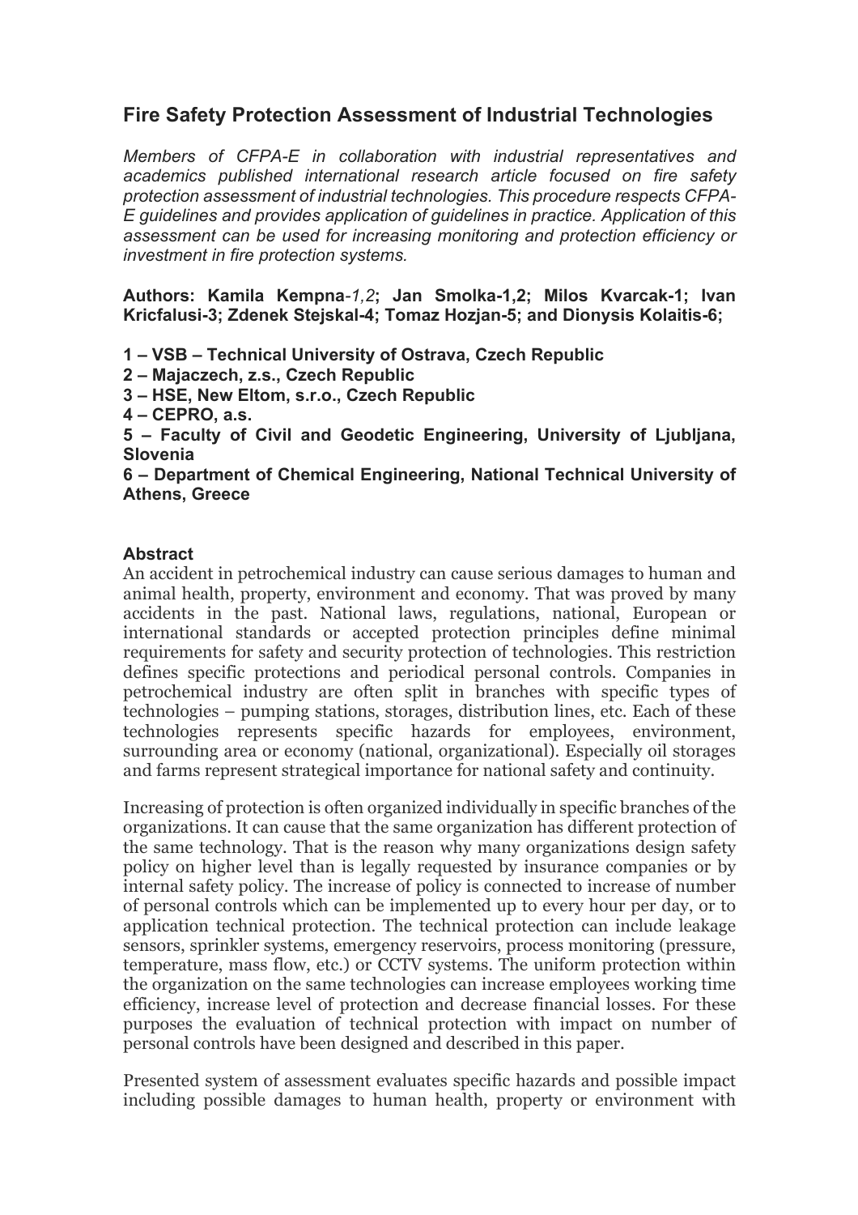# Fire Safety Protection Assessment of Industrial Technologies

*Members of CFPA-E in collaboration with industrial representatives and academics published international research article focused on fire safety protection assessment of industrial technologies. This procedure respects CFPA-E guidelines and provides application of guidelines in practice. Application of this assessment can be used for increasing monitoring and protection efficiency or investment in fire protection systems.*

**Authors: Kamila Kempna-*1,2*; Jan Smolka-1,2; Milos Kvarcak-1; Ivan Kricfalusi-3; Zdenek Stejskal-4; Tomaz Hozjan-5; and Dionysis Kolaitis-6;**

**1 – VSB – Technical University of Ostrava, Czech Republic**
**2 – Majaczech, z.s., Czech Republic**
**3 – HSE, New Eltom, s.r.o., Czech Republic**
**4 – CEPRO, a.s.**
**5 – Faculty of Civil and Geodetic Engineering, University of Ljubljana, Slovenia**
**6 – Department of Chemical Engineering, National Technical University of Athens, Greece**

### Abstract

An accident in petrochemical industry can cause serious damages to human and animal health, property, environment and economy. That was proved by many accidents in the past. National laws, regulations, national, European or international standards or accepted protection principles define minimal requirements for safety and security protection of technologies. This restriction defines specific protections and periodical personal controls. Companies in petrochemical industry are often split in branches with specific types of technologies – pumping stations, storages, distribution lines, etc. Each of these technologies represents specific hazards for employees, environment, surrounding area or economy (national, organizational). Especially oil storages and farms represent strategical importance for national safety and continuity.

Increasing of protection is often organized individually in specific branches of the organizations. It can cause that the same organization has different protection of the same technology. That is the reason why many organizations design safety policy on higher level than is legally requested by insurance companies or by internal safety policy. The increase of policy is connected to increase of number of personal controls which can be implemented up to every hour per day, or to application technical protection. The technical protection can include leakage sensors, sprinkler systems, emergency reservoirs, process monitoring (pressure, temperature, mass flow, etc.) or CCTV systems. The uniform protection within the organization on the same technologies can increase employees working time efficiency, increase level of protection and decrease financial losses. For these purposes the evaluation of technical protection with impact on number of personal controls have been designed and described in this paper.

Presented system of assessment evaluates specific hazards and possible impact including possible damages to human health, property or environment with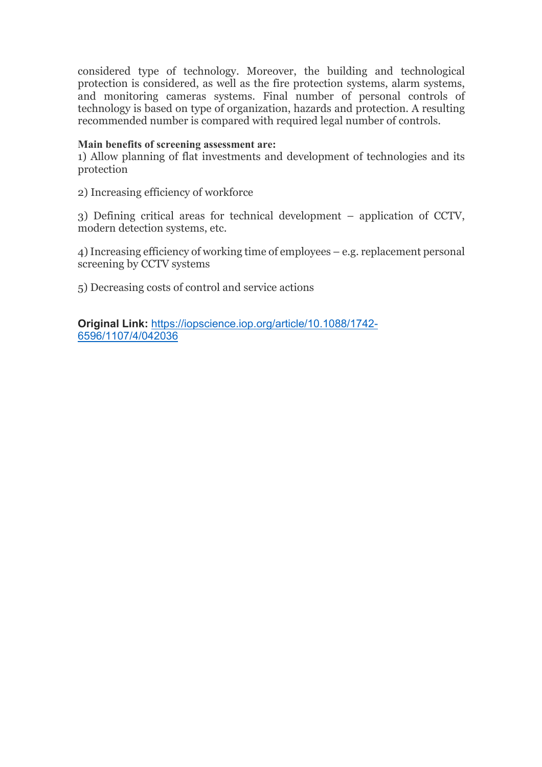considered type of technology. Moreover, the building and technological protection is considered, as well as the fire protection systems, alarm systems, and monitoring cameras systems. Final number of personal controls of technology is based on type of organization, hazards and protection. A resulting recommended number is compared with required legal number of controls.

**Main benefits of screening assessment are:**

1) Allow planning of flat investments and development of technologies and its protection

2) Increasing efficiency of workforce

3) Defining critical areas for technical development – application of CCTV, modern detection systems, etc.

4) Increasing efficiency of working time of employees – e.g. replacement personal screening by CCTV systems

5) Decreasing costs of control and service actions

**Original Link:** [https://iopscience.iop.org/article/10.1088/1742-6596/1107/4/042036](https://iopscience.iop.org/article/10.1088/1742-6596/1107/4/042036)